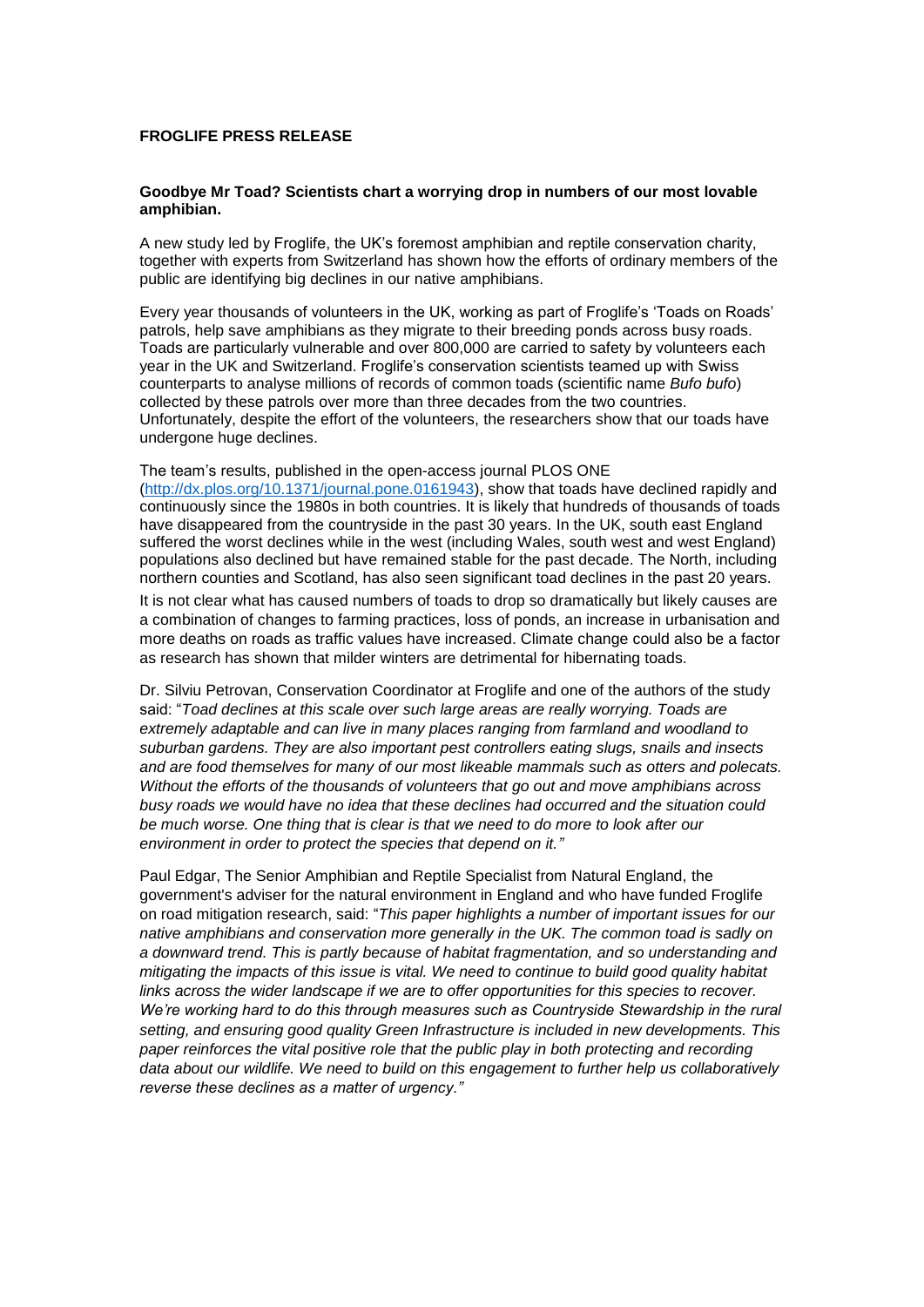**FROGLIFE PRESS RELEASE**

**Goodbye Mr Toad? Scientists chart a worrying drop in numbers of our most lovable amphibian.**

A new study led by Froglife, the UK's foremost amphibian and reptile conservation charity, together with experts from Switzerland has shown how the efforts of ordinary members of the public are identifying big declines in our native amphibians.

Every year thousands of volunteers in the UK, working as part of Froglife's 'Toads on Roads' patrols, help save amphibians as they migrate to their breeding ponds across busy roads. Toads are particularly vulnerable and over 800,000 are carried to safety by volunteers each year in the UK and Switzerland. Froglife's conservation scientists teamed up with Swiss counterparts to analyse millions of records of common toads (scientific name *Bufo bufo*) collected by these patrols over more than three decades from the two countries. Unfortunately, despite the effort of the volunteers, the researchers show that our toads have undergone huge declines.

The team's results, published in the open-access journal PLOS ONE (http://dx.plos.org/10.1371/journal.pone.0161943), show that toads have declined rapidly and continuously since the 1980s in both countries. It is likely that hundreds of thousands of toads have disappeared from the countryside in the past 30 years. In the UK, south east England suffered the worst declines while in the west (including Wales, south west and west England) populations also declined but have remained stable for the past decade. The North, including northern counties and Scotland, has also seen significant toad declines in the past 20 years.

It is not clear what has caused numbers of toads to drop so dramatically but likely causes are a combination of changes to farming practices, loss of ponds, an increase in urbanisation and more deaths on roads as traffic values have increased. Climate change could also be a factor as research has shown that milder winters are detrimental for hibernating toads.

Dr. Silviu Petrovan, Conservation Coordinator at Froglife and one of the authors of the study said: "*Toad declines at this scale over such large areas are really worrying. Toads are extremely adaptable and can live in many places ranging from farmland and woodland to suburban gardens. They are also important pest controllers eating slugs, snails and insects and are food themselves for many of our most likeable mammals such as otters and polecats. Without the efforts of the thousands of volunteers that go out and move amphibians across busy roads we would have no idea that these declines had occurred and the situation could be much worse. One thing that is clear is that we need to do more to look after our environment in order to protect the species that depend on it.*"

Paul Edgar, The Senior Amphibian and Reptile Specialist from Natural England, the government's adviser for the natural environment in England and who have funded Froglife on road mitigation research, said: "*This paper highlights a number of important issues for our native amphibians and conservation more generally in the UK. The common toad is sadly on a downward trend. This is partly because of habitat fragmentation, and so understanding and mitigating the impacts of this issue is vital. We need to continue to build good quality habitat links across the wider landscape if we are to offer opportunities for this species to recover. We're working hard to do this through measures such as Countryside Stewardship in the rural setting, and ensuring good quality Green Infrastructure is included in new developments. This paper reinforces the vital positive role that the public play in both protecting and recording data about our wildlife. We need to build on this engagement to further help us collaboratively reverse these declines as a matter of urgency.*"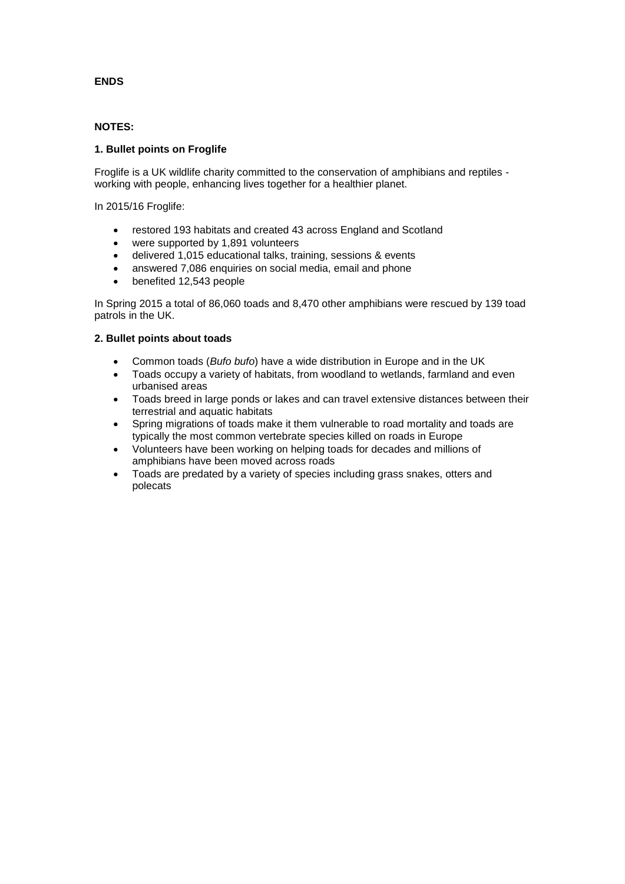**ENDS**

**NOTES:**

**1. Bullet points on Froglife**

Froglife is a UK wildlife charity committed to the conservation of amphibians and reptiles - working with people, enhancing lives together for a healthier planet.

In 2015/16 Froglife:

- restored 193 habitats and created 43 across England and Scotland
- were supported by 1,891 volunteers
- delivered 1,015 educational talks, training, sessions & events
- answered 7,086 enquiries on social media, email and phone
- benefited 12,543 people

In Spring 2015 a total of 86,060 toads and 8,470 other amphibians were rescued by 139 toad patrols in the UK.

**2. Bullet points about toads**

- Common toads (*Bufo bufo*) have a wide distribution in Europe and in the UK
- Toads occupy a variety of habitats, from woodland to wetlands, farmland and even urbanised areas
- Toads breed in large ponds or lakes and can travel extensive distances between their terrestrial and aquatic habitats
- Spring migrations of toads make it them vulnerable to road mortality and toads are typically the most common vertebrate species killed on roads in Europe
- Volunteers have been working on helping toads for decades and millions of amphibians have been moved across roads
- Toads are predated by a variety of species including grass snakes, otters and polecats